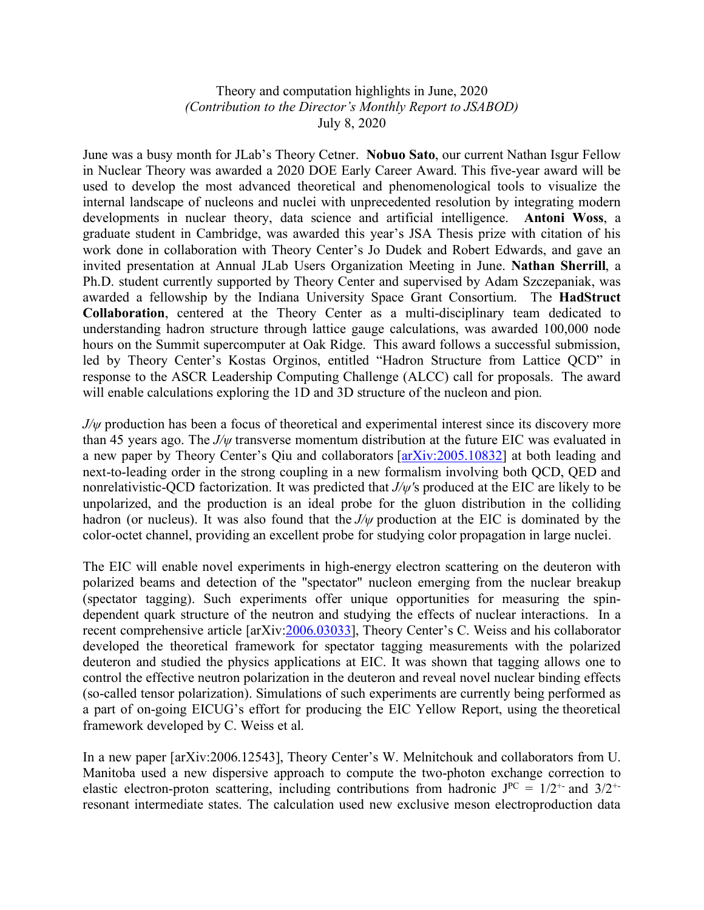Theory and computation highlights in June, 2020
*(Contribution to the Director's Monthly Report to JSABOD)*
July 8, 2020

June was a busy month for JLab's Theory Cetner. **Nobuo Sato**, our current Nathan Isgur Fellow in Nuclear Theory was awarded a 2020 DOE Early Career Award. This five-year award will be used to develop the most advanced theoretical and phenomenological tools to visualize the internal landscape of nucleons and nuclei with unprecedented resolution by integrating modern developments in nuclear theory, data science and artificial intelligence. **Antoni Woss**, a graduate student in Cambridge, was awarded this year's JSA Thesis prize with citation of his work done in collaboration with Theory Center's Jo Dudek and Robert Edwards, and gave an invited presentation at Annual JLab Users Organization Meeting in June. **Nathan Sherrill**, a Ph.D. student currently supported by Theory Center and supervised by Adam Szczepaniak, was awarded a fellowship by the Indiana University Space Grant Consortium. The **HadStruct Collaboration**, centered at the Theory Center as a multi-disciplinary team dedicated to understanding hadron structure through lattice gauge calculations, was awarded 100,000 node hours on the Summit supercomputer at Oak Ridge. This award follows a successful submission, led by Theory Center's Kostas Orginos, entitled "Hadron Structure from Lattice QCD" in response to the ASCR Leadership Computing Challenge (ALCC) call for proposals. The award will enable calculations exploring the 1D and 3D structure of the nucleon and pion.

*J/ψ* production has been a focus of theoretical and experimental interest since its discovery more than 45 years ago. The *J/ψ* transverse momentum distribution at the future EIC was evaluated in a new paper by Theory Center's Qiu and collaborators [arXiv:2005.10832] at both leading and next-to-leading order in the strong coupling in a new formalism involving both QCD, QED and nonrelativistic-QCD factorization. It was predicted that *J/ψ*'s produced at the EIC are likely to be unpolarized, and the production is an ideal probe for the gluon distribution in the colliding hadron (or nucleus). It was also found that the *J/ψ* production at the EIC is dominated by the color-octet channel, providing an excellent probe for studying color propagation in large nuclei.

The EIC will enable novel experiments in high-energy electron scattering on the deuteron with polarized beams and detection of the "spectator" nucleon emerging from the nuclear breakup (spectator tagging). Such experiments offer unique opportunities for measuring the spin-dependent quark structure of the neutron and studying the effects of nuclear interactions. In a recent comprehensive article [arXiv:2006.03033], Theory Center's C. Weiss and his collaborator developed the theoretical framework for spectator tagging measurements with the polarized deuteron and studied the physics applications at EIC. It was shown that tagging allows one to control the effective neutron polarization in the deuteron and reveal novel nuclear binding effects (so-called tensor polarization). Simulations of such experiments are currently being performed as a part of on-going EICUG's effort for producing the EIC Yellow Report, using the theoretical framework developed by C. Weiss et al.

In a new paper [arXiv:2006.12543], Theory Center's W. Melnitchouk and collaborators from U. Manitoba used a new dispersive approach to compute the two-photon exchange correction to elastic electron-proton scattering, including contributions from hadronic $J^{PC} = 1/2^{+-}$ and $3/2^{+-}$ resonant intermediate states. The calculation used new exclusive meson electroproduction data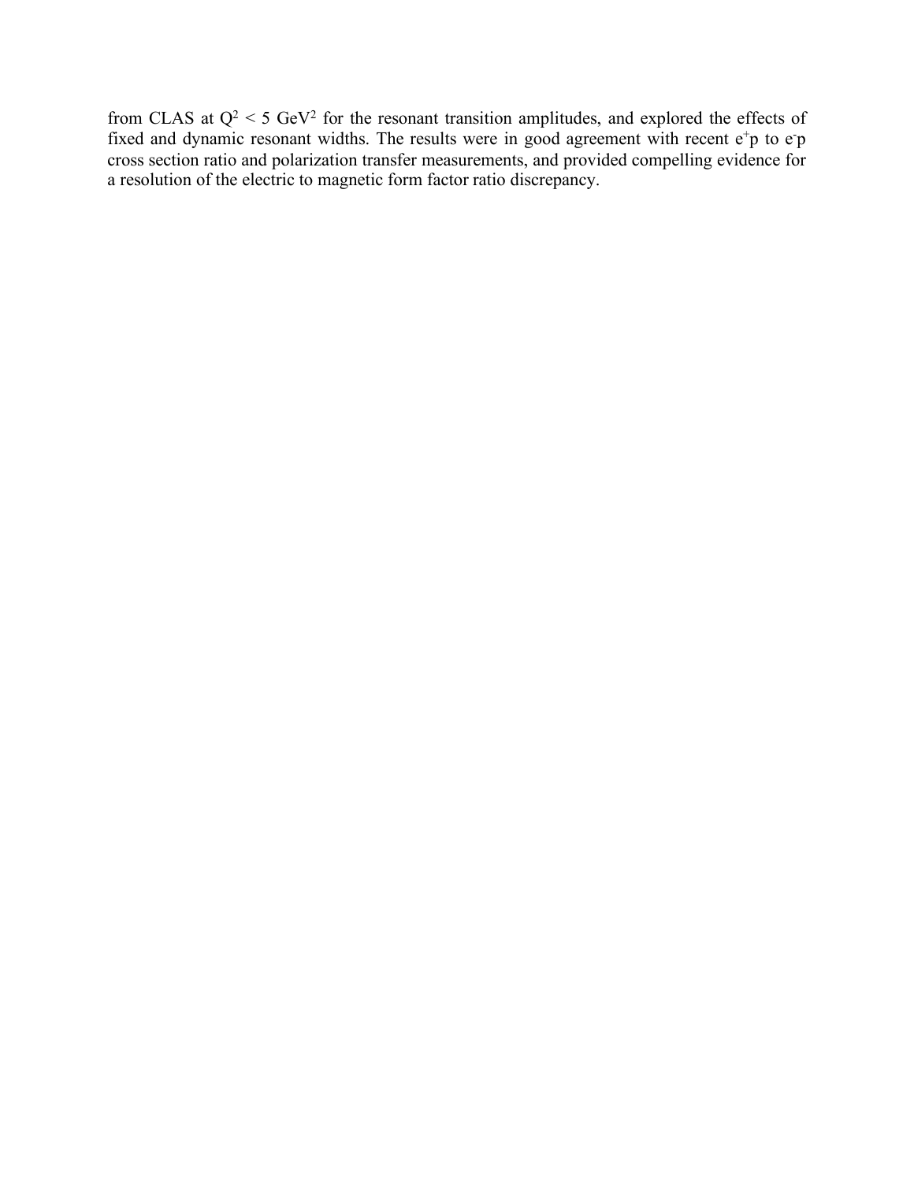from CLAS at $Q^2 < 5$ $GeV^2$ for the resonant transition amplitudes, and explored the effects of fixed and dynamic resonant widths. The results were in good agreement with recent $e^+p$ to $e^-p$ cross section ratio and polarization transfer measurements, and provided compelling evidence for a resolution of the electric to magnetic form factor ratio discrepancy.